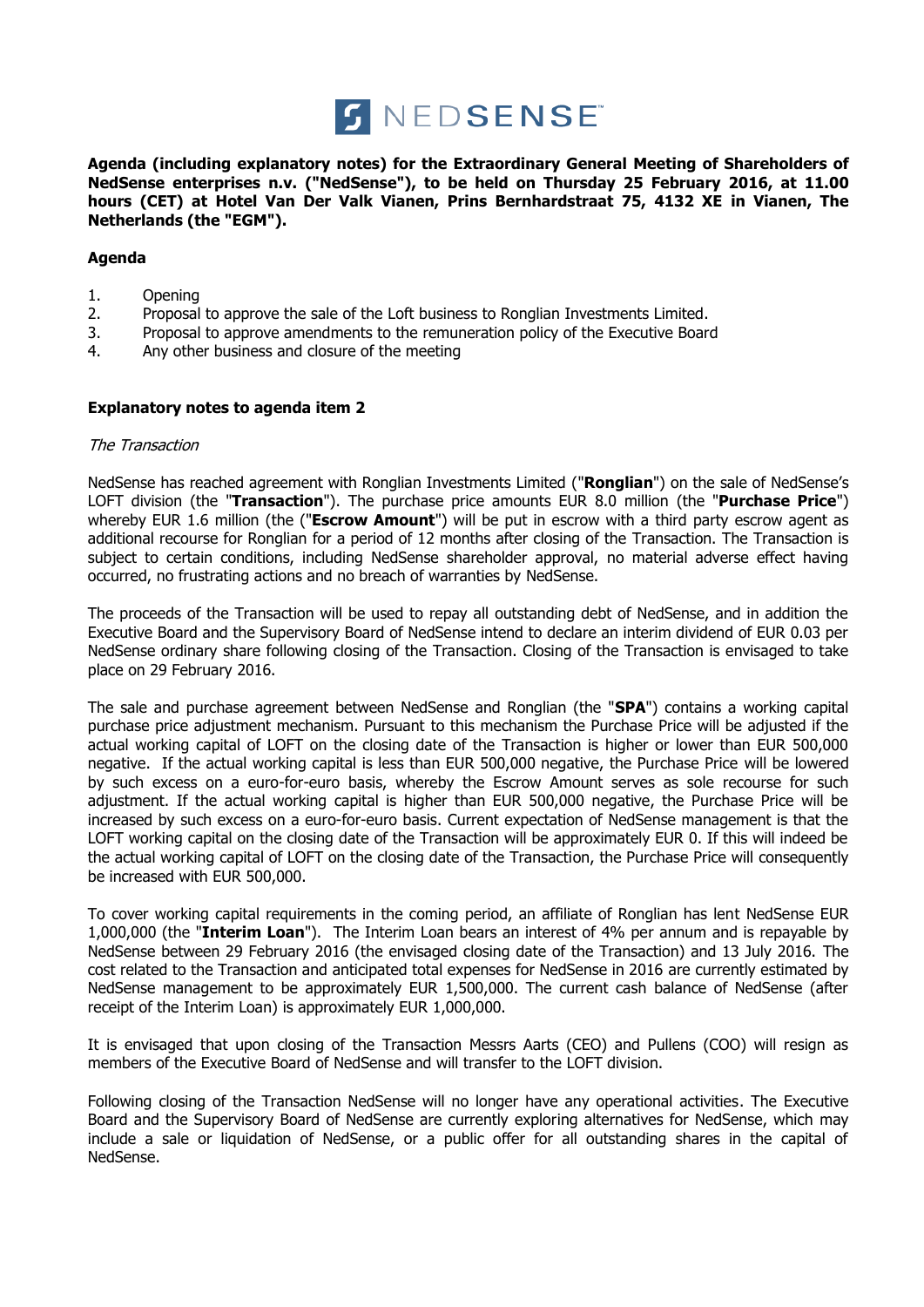**Agenda (including explanatory notes) for the Extraordinary General Meeting of Shareholders of NedSense enterprises n.v. ("NedSense"), to be held on Thursday 25 February 2016, at 11.00 hours (CET) at Hotel Van Der Valk Vianen, Prins Bernhardstraat 75, 4132 XE in Vianen, The Netherlands (the "EGM").**

**Agenda**

1. Opening
2. Proposal to approve the sale of the Loft business to Ronglian Investments Limited.
3. Proposal to approve amendments to the remuneration policy of the Executive Board
4. Any other business and closure of the meeting

**Explanatory notes to agenda item 2**

*The Transaction*

NedSense has reached agreement with Ronglian Investments Limited ("**Ronglian**") on the sale of NedSense's LOFT division (the "**Transaction**"). The purchase price amounts EUR 8.0 million (the "**Purchase Price**") whereby EUR 1.6 million (the ("**Escrow Amount**") will be put in escrow with a third party escrow agent as additional recourse for Ronglian for a period of 12 months after closing of the Transaction. The Transaction is subject to certain conditions, including NedSense shareholder approval, no material adverse effect having occurred, no frustrating actions and no breach of warranties by NedSense.

The proceeds of the Transaction will be used to repay all outstanding debt of NedSense, and in addition the Executive Board and the Supervisory Board of NedSense intend to declare an interim dividend of EUR 0.03 per NedSense ordinary share following closing of the Transaction. Closing of the Transaction is envisaged to take place on 29 February 2016.

The sale and purchase agreement between NedSense and Ronglian (the "**SPA**") contains a working capital purchase price adjustment mechanism. Pursuant to this mechanism the Purchase Price will be adjusted if the actual working capital of LOFT on the closing date of the Transaction is higher or lower than EUR 500,000 negative. If the actual working capital is less than EUR 500,000 negative, the Purchase Price will be lowered by such excess on a euro-for-euro basis, whereby the Escrow Amount serves as sole recourse for such adjustment. If the actual working capital is higher than EUR 500,000 negative, the Purchase Price will be increased by such excess on a euro-for-euro basis. Current expectation of NedSense management is that the LOFT working capital on the closing date of the Transaction will be approximately EUR 0. If this will indeed be the actual working capital of LOFT on the closing date of the Transaction, the Purchase Price will consequently be increased with EUR 500,000.

To cover working capital requirements in the coming period, an affiliate of Ronglian has lent NedSense EUR 1,000,000 (the "**Interim Loan**"). The Interim Loan bears an interest of 4% per annum and is repayable by NedSense between 29 February 2016 (the envisaged closing date of the Transaction) and 13 July 2016. The cost related to the Transaction and anticipated total expenses for NedSense in 2016 are currently estimated by NedSense management to be approximately EUR 1,500,000. The current cash balance of NedSense (after receipt of the Interim Loan) is approximately EUR 1,000,000.

It is envisaged that upon closing of the Transaction Messrs Aarts (CEO) and Pullens (COO) will resign as members of the Executive Board of NedSense and will transfer to the LOFT division.

Following closing of the Transaction NedSense will no longer have any operational activities. The Executive Board and the Supervisory Board of NedSense are currently exploring alternatives for NedSense, which may include a sale or liquidation of NedSense, or a public offer for all outstanding shares in the capital of NedSense.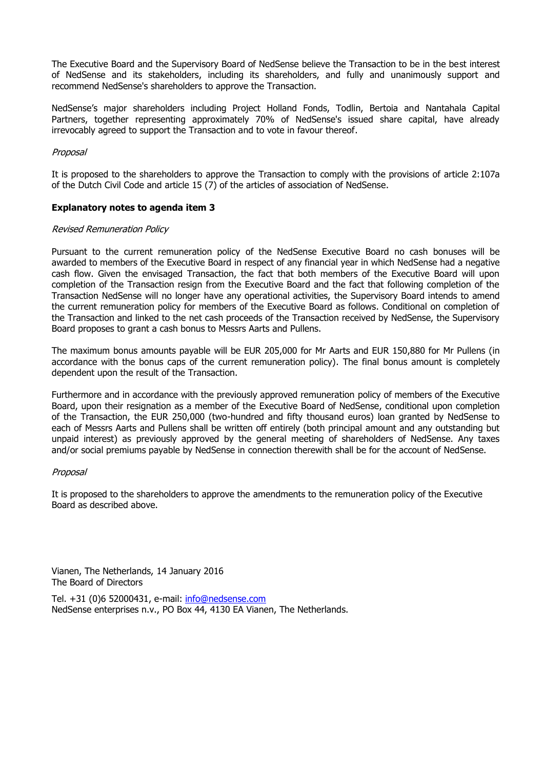The Executive Board and the Supervisory Board of NedSense believe the Transaction to be in the best interest of NedSense and its stakeholders, including its shareholders, and fully and unanimously support and recommend NedSense's shareholders to approve the Transaction.

NedSense's major shareholders including Project Holland Fonds, Todlin, Bertoia and Nantahala Capital Partners, together representing approximately 70% of NedSense's issued share capital, have already irrevocably agreed to support the Transaction and to vote in favour thereof.

*Proposal*

It is proposed to the shareholders to approve the Transaction to comply with the provisions of article 2:107a of the Dutch Civil Code and article 15 (7) of the articles of association of NedSense.

**Explanatory notes to agenda item 3**

*Revised Remuneration Policy*

Pursuant to the current remuneration policy of the NedSense Executive Board no cash bonuses will be awarded to members of the Executive Board in respect of any financial year in which NedSense had a negative cash flow. Given the envisaged Transaction, the fact that both members of the Executive Board will upon completion of the Transaction resign from the Executive Board and the fact that following completion of the Transaction NedSense will no longer have any operational activities, the Supervisory Board intends to amend the current remuneration policy for members of the Executive Board as follows. Conditional on completion of the Transaction and linked to the net cash proceeds of the Transaction received by NedSense, the Supervisory Board proposes to grant a cash bonus to Messrs Aarts and Pullens.

The maximum bonus amounts payable will be EUR 205,000 for Mr Aarts and EUR 150,880 for Mr Pullens (in accordance with the bonus caps of the current remuneration policy). The final bonus amount is completely dependent upon the result of the Transaction.

Furthermore and in accordance with the previously approved remuneration policy of members of the Executive Board, upon their resignation as a member of the Executive Board of NedSense, conditional upon completion of the Transaction, the EUR 250,000 (two-hundred and fifty thousand euros) loan granted by NedSense to each of Messrs Aarts and Pullens shall be written off entirely (both principal amount and any outstanding but unpaid interest) as previously approved by the general meeting of shareholders of NedSense. Any taxes and/or social premiums payable by NedSense in connection therewith shall be for the account of NedSense.

*Proposal*

It is proposed to the shareholders to approve the amendments to the remuneration policy of the Executive Board as described above.

Vianen, The Netherlands, 14 January 2016
The Board of Directors

Tel. +31 (0)6 52000431, e-mail: info@nedsense.com
NedSense enterprises n.v., PO Box 44, 4130 EA Vianen, The Netherlands.